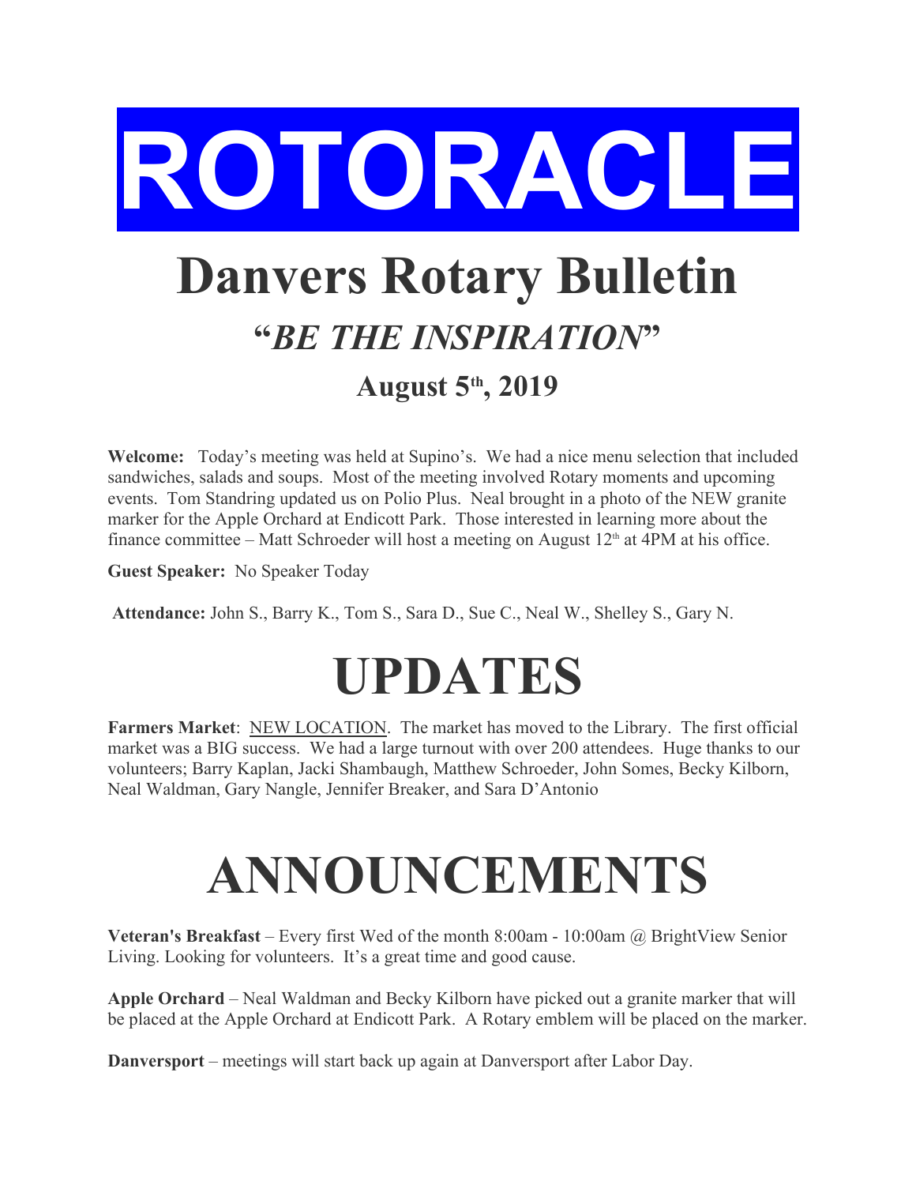# ROTORACLE

# Danvers Rotary Bulletin

## "*BE THE INSPIRATION*"

### August 5th, 2019

**Welcome:** Today's meeting was held at Supino's. We had a nice menu selection that included sandwiches, salads and soups. Most of the meeting involved Rotary moments and upcoming events. Tom Standring updated us on Polio Plus. Neal brought in a photo of the NEW granite marker for the Apple Orchard at Endicott Park. Those interested in learning more about the finance committee – Matt Schroeder will host a meeting on August 12th at 4PM at his office.

**Guest Speaker:** No Speaker Today

**Attendance:** John S., Barry K., Tom S., Sara D., Sue C., Neal W., Shelley S., Gary N.

# UPDATES

**Farmers Market**: NEW LOCATION. The market has moved to the Library. The first official market was a BIG success. We had a large turnout with over 200 attendees. Huge thanks to our volunteers; Barry Kaplan, Jacki Shambaugh, Matthew Schroeder, John Somes, Becky Kilborn, Neal Waldman, Gary Nangle, Jennifer Breaker, and Sara D'Antonio

# ANNOUNCEMENTS

**Veteran's Breakfast** – Every first Wed of the month 8:00am - 10:00am @ BrightView Senior Living. Looking for volunteers. It's a great time and good cause.

**Apple Orchard** – Neal Waldman and Becky Kilborn have picked out a granite marker that will be placed at the Apple Orchard at Endicott Park. A Rotary emblem will be placed on the marker.

**Danversport** – meetings will start back up again at Danversport after Labor Day.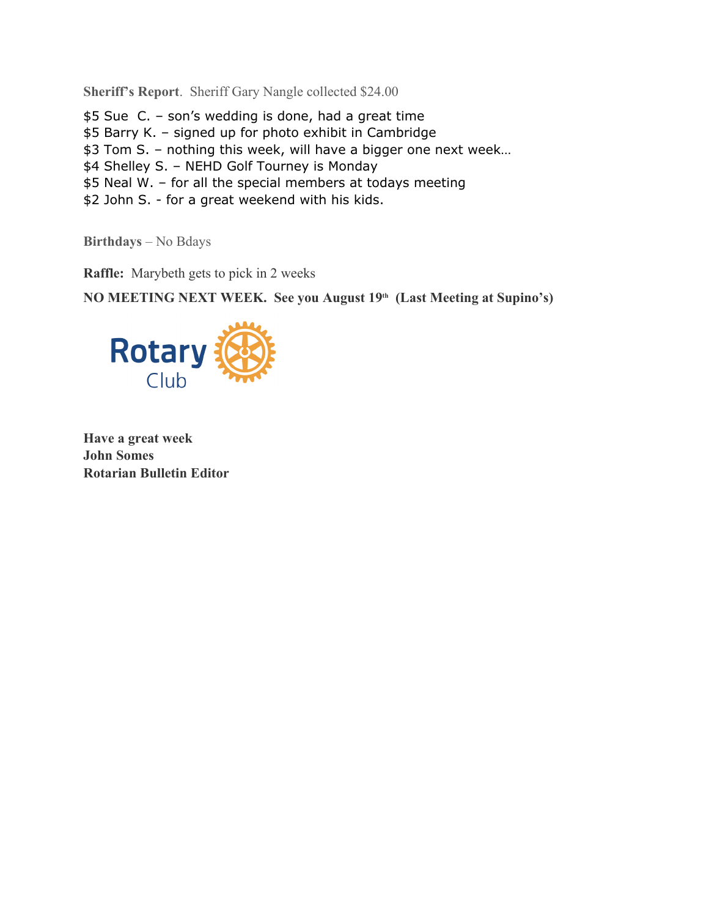**Sheriff's Report**. Sheriff Gary Nangle collected $24.00

$5 Sue C. – son's wedding is done, had a great time
$5 Barry K. – signed up for photo exhibit in Cambridge
$3 Tom S. – nothing this week, will have a bigger one next week…
$4 Shelley S. – NEHD Golf Tourney is Monday
$5 Neal W. – for all the special members at todays meeting
$2 John S. - for a great weekend with his kids.

**Birthdays** – No Bdays

**Raffle:** Marybeth gets to pick in 2 weeks

**NO MEETING NEXT WEEK. See you August 19th (Last Meeting at Supino's)**

Rotary Club

**Have a great week**
**John Somes**
**Rotarian Bulletin Editor**